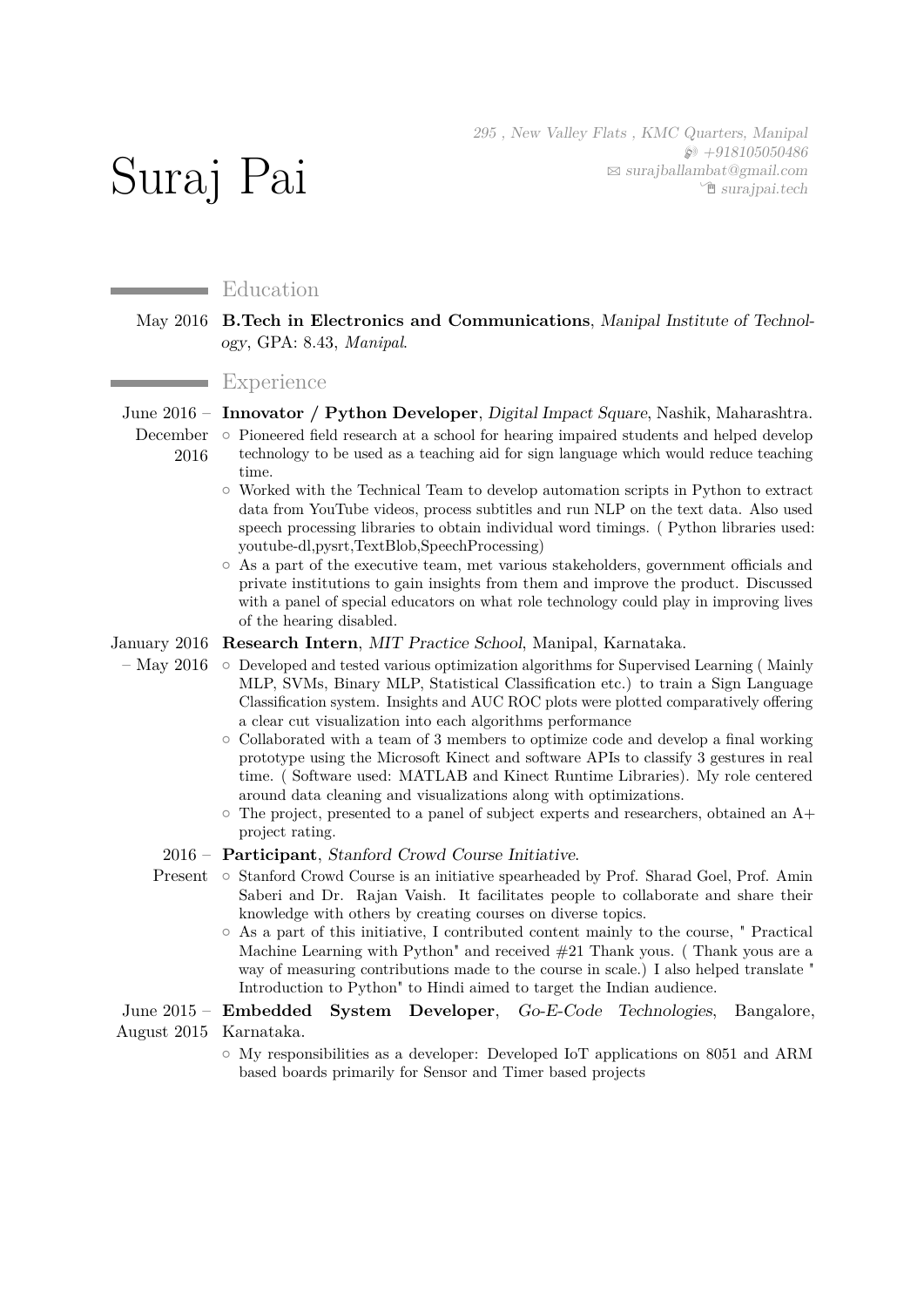# Suraj Pai

*295 , New Valley Flats , KMC Quarters, Manipal*
*+918105050486*
*surajballambat@gmail.com*
*surajpai.tech*

## Education

May 2016 **B.Tech in Electronics and Communications**, *Manipal Institute of Technology*, GPA: 8.43, *Manipal*.

## Experience

June 2016 – December 2016 **Innovator / Python Developer**, *Digital Impact Square*, Nashik, Maharashtra.

- Pioneered field research at a school for hearing impaired students and helped develop technology to be used as a teaching aid for sign language which would reduce teaching time.
- Worked with the Technical Team to develop automation scripts in Python to extract data from YouTube videos, process subtitles and run NLP on the text data. Also used speech processing libraries to obtain individual word timings. ( Python libraries used: youtube-dl,pysrt,TextBlob,SpeechProcessing)
- As a part of the executive team, met various stakeholders, government officials and private institutions to gain insights from them and improve the product. Discussed with a panel of special educators on what role technology could play in improving lives of the hearing disabled.

January 2016 – May 2016 **Research Intern**, *MIT Practice School*, Manipal, Karnataka.

- Developed and tested various optimization algorithms for Supervised Learning ( Mainly MLP, SVMs, Binary MLP, Statistical Classification etc.) to train a Sign Language Classification system. Insights and AUC ROC plots were plotted comparatively offering a clear cut visualization into each algorithms performance
- Collaborated with a team of 3 members to optimize code and develop a final working prototype using the Microsoft Kinect and software APIs to classify 3 gestures in real time. ( Software used: MATLAB and Kinect Runtime Libraries). My role centered around data cleaning and visualizations along with optimizations.
- The project, presented to a panel of subject experts and researchers, obtained an A+ project rating.

2016 – Present **Participant**, *Stanford Crowd Course Initiative*.

- Stanford Crowd Course is an initiative spearheaded by Prof. Sharad Goel, Prof. Amin Saberi and Dr. Rajan Vaish. It facilitates people to collaborate and share their knowledge with others by creating courses on diverse topics.
- As a part of this initiative, I contributed content mainly to the course, " Practical Machine Learning with Python" and received #21 Thank yous. ( Thank yous are a way of measuring contributions made to the course in scale.) I also helped translate " Introduction to Python" to Hindi aimed to target the Indian audience.

June 2015 – August 2015 **Embedded System Developer**, *Go-E-Code Technologies*, Bangalore, Karnataka.

- My responsibilities as a developer: Developed IoT applications on 8051 and ARM based boards primarily for Sensor and Timer based projects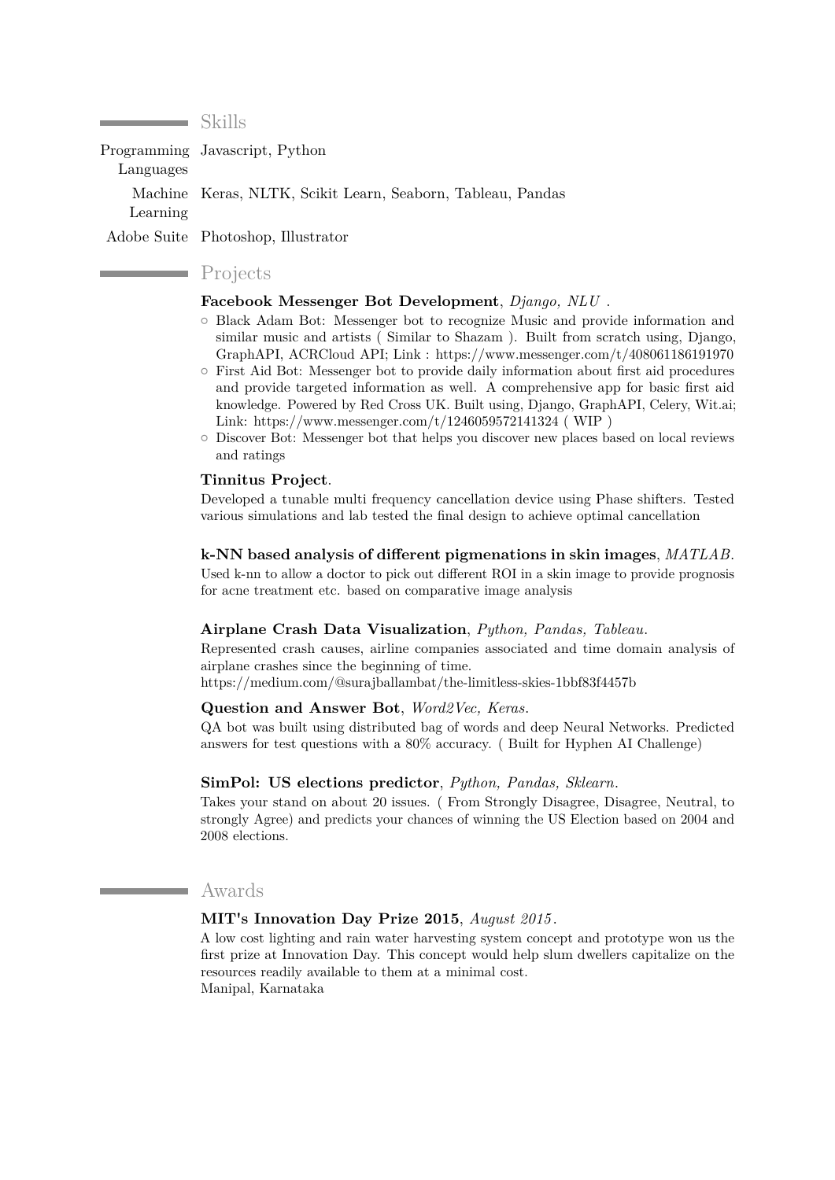## Skills

**Programming Languages** Javascript, Python

**Machine Learning** Keras, NLTK, Scikit Learn, Seaborn, Tableau, Pandas

**Adobe Suite** Photoshop, Illustrator

## Projects

**Facebook Messenger Bot Development**, *Django, NLU* .

- Black Adam Bot: Messenger bot to recognize Music and provide information and similar music and artists ( Similar to Shazam ). Built from scratch using, Django, GraphAPI, ACRCloud API; Link : https://www.messenger.com/t/408061186191970
- First Aid Bot: Messenger bot to provide daily information about first aid procedures and provide targeted information as well. A comprehensive app for basic first aid knowledge. Powered by Red Cross UK. Built using, Django, GraphAPI, Celery, Wit.ai; Link: https://www.messenger.com/t/1246059572141324 ( WIP )
- Discover Bot: Messenger bot that helps you discover new places based on local reviews and ratings

**Tinnitus Project**.

Developed a tunable multi frequency cancellation device using Phase shifters. Tested various simulations and lab tested the final design to achieve optimal cancellation

**k-NN based analysis of different pigmenations in skin images**, *MATLAB*.

Used k-nn to allow a doctor to pick out different ROI in a skin image to provide prognosis for acne treatment etc. based on comparative image analysis

**Airplane Crash Data Visualization**, *Python, Pandas, Tableau*.

Represented crash causes, airline companies associated and time domain analysis of airplane crashes since the beginning of time.
https://medium.com/@surajballambat/the-limitless-skies-1bbf83f4457b

**Question and Answer Bot**, *Word2Vec, Keras*.

QA bot was built using distributed bag of words and deep Neural Networks. Predicted answers for test questions with a 80% accuracy. ( Built for Hyphen AI Challenge)

**SimPol: US elections predictor**, *Python, Pandas, Sklearn*.

Takes your stand on about 20 issues. ( From Strongly Disagree, Disagree, Neutral, to strongly Agree) and predicts your chances of winning the US Election based on 2004 and 2008 elections.

## Awards

**MIT's Innovation Day Prize 2015**, *August 2015*.

A low cost lighting and rain water harvesting system concept and prototype won us the first prize at Innovation Day. This concept would help slum dwellers capitalize on the resources readily available to them at a minimal cost.
Manipal, Karnataka